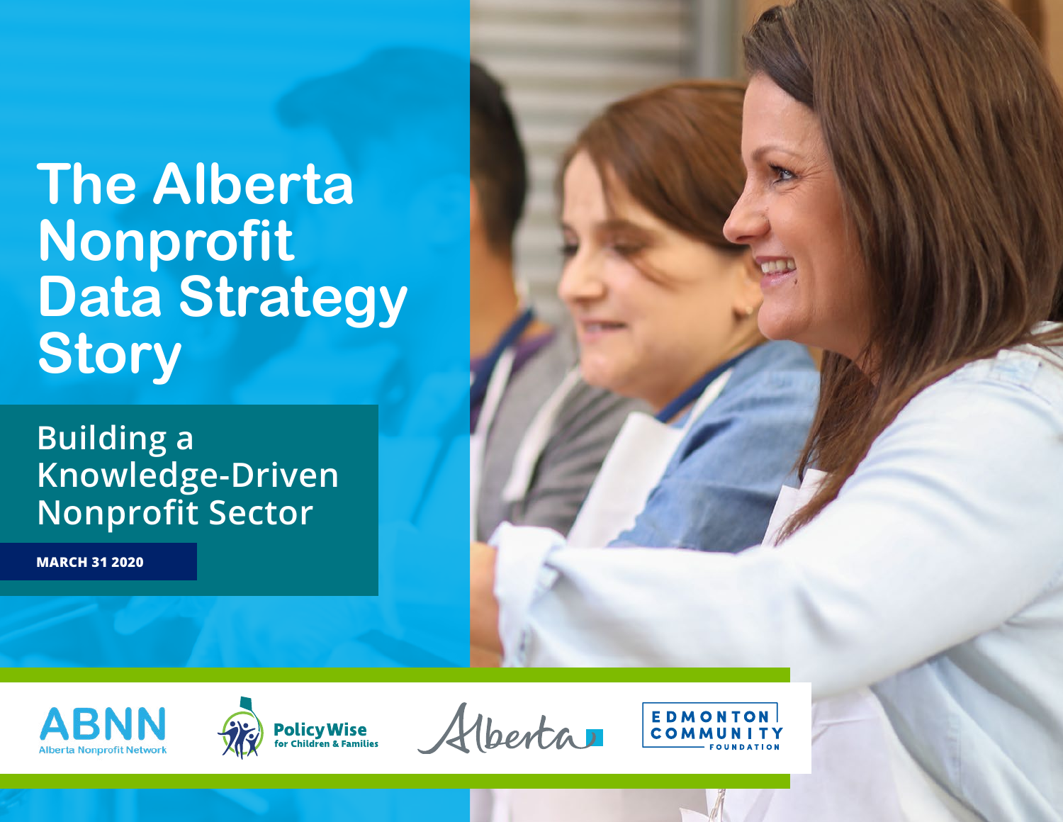# The Alberta Nonprofit Data Strategy Story

## Building a Knowledge-Driven Nonprofit Sector

**MARCH 31 2020**

ABNN Alberta Nonprofit Network

PolicyWise for Children & Families

Alberta

EDMONTON COMMUNITY FOUNDATION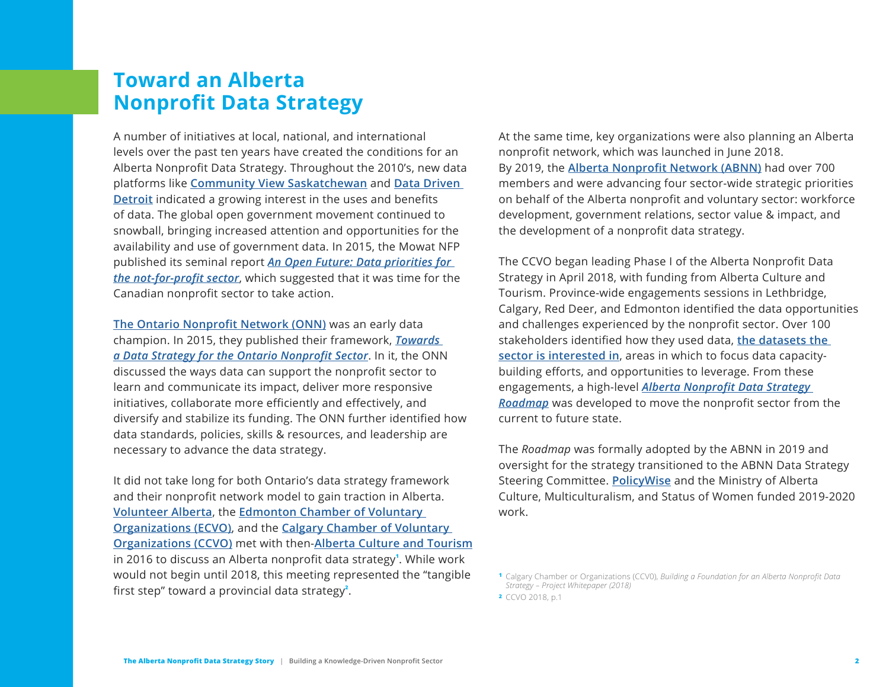# Toward an Alberta Nonprofit Data Strategy

A number of initiatives at local, national, and international levels over the past ten years have created the conditions for an Alberta Nonprofit Data Strategy. Throughout the 2010's, new data platforms like **Community View Saskatchewan** and **Data Driven Detroit** indicated a growing interest in the uses and benefits of data. The global open government movement continued to snowball, bringing increased attention and opportunities for the availability and use of government data. In 2015, the Mowat NFP published its seminal report ***An Open Future: Data priorities for the not-for-profit sector***, which suggested that it was time for the Canadian nonprofit sector to take action.

**The Ontario Nonprofit Network (ONN)** was an early data champion. In 2015, they published their framework, ***Towards a Data Strategy for the Ontario Nonprofit Sector***. In it, the ONN discussed the ways data can support the nonprofit sector to learn and communicate its impact, deliver more responsive initiatives, collaborate more efficiently and effectively, and diversify and stabilize its funding. The ONN further identified how data standards, policies, skills & resources, and leadership are necessary to advance the data strategy.

It did not take long for both Ontario's data strategy framework and their nonprofit network model to gain traction in Alberta. **Volunteer Alberta**, the **Edmonton Chamber of Voluntary Organizations (ECVO)**, and the **Calgary Chamber of Voluntary Organizations (CCVO)** met with then-**Alberta Culture and Tourism** in 2016 to discuss an Alberta nonprofit data strategy[1]. While work would not begin until 2018, this meeting represented the "tangible first step" toward a provincial data strategy[2].

At the same time, key organizations were also planning an Alberta nonprofit network, which was launched in June 2018. By 2019, the **Alberta Nonprofit Network (ABNN)** had over 700 members and were advancing four sector-wide strategic priorities on behalf of the Alberta nonprofit and voluntary sector: workforce development, government relations, sector value & impact, and the development of a nonprofit data strategy.

The CCVO began leading Phase I of the Alberta Nonprofit Data Strategy in April 2018, with funding from Alberta Culture and Tourism. Province-wide engagements sessions in Lethbridge, Calgary, Red Deer, and Edmonton identified the data opportunities and challenges experienced by the nonprofit sector. Over 100 stakeholders identified how they used data, **the datasets the sector is interested in**, areas in which to focus data capacity-building efforts, and opportunities to leverage. From these engagements, a high-level ***Alberta Nonprofit Data Strategy Roadmap*** was developed to move the nonprofit sector from the current to future state.

The *Roadmap* was formally adopted by the ABNN in 2019 and oversight for the strategy transitioned to the ABNN Data Strategy Steering Committee. **PolicyWise** and the Ministry of Alberta Culture, Multiculturalism, and Status of Women funded 2019-2020 work.

[1] Calgary Chamber or Organizations (CCV0), *Building a Foundation for an Alberta Nonprofit Data Strategy – Project Whitepaper (2018)*

[2] CCVO 2018, p.1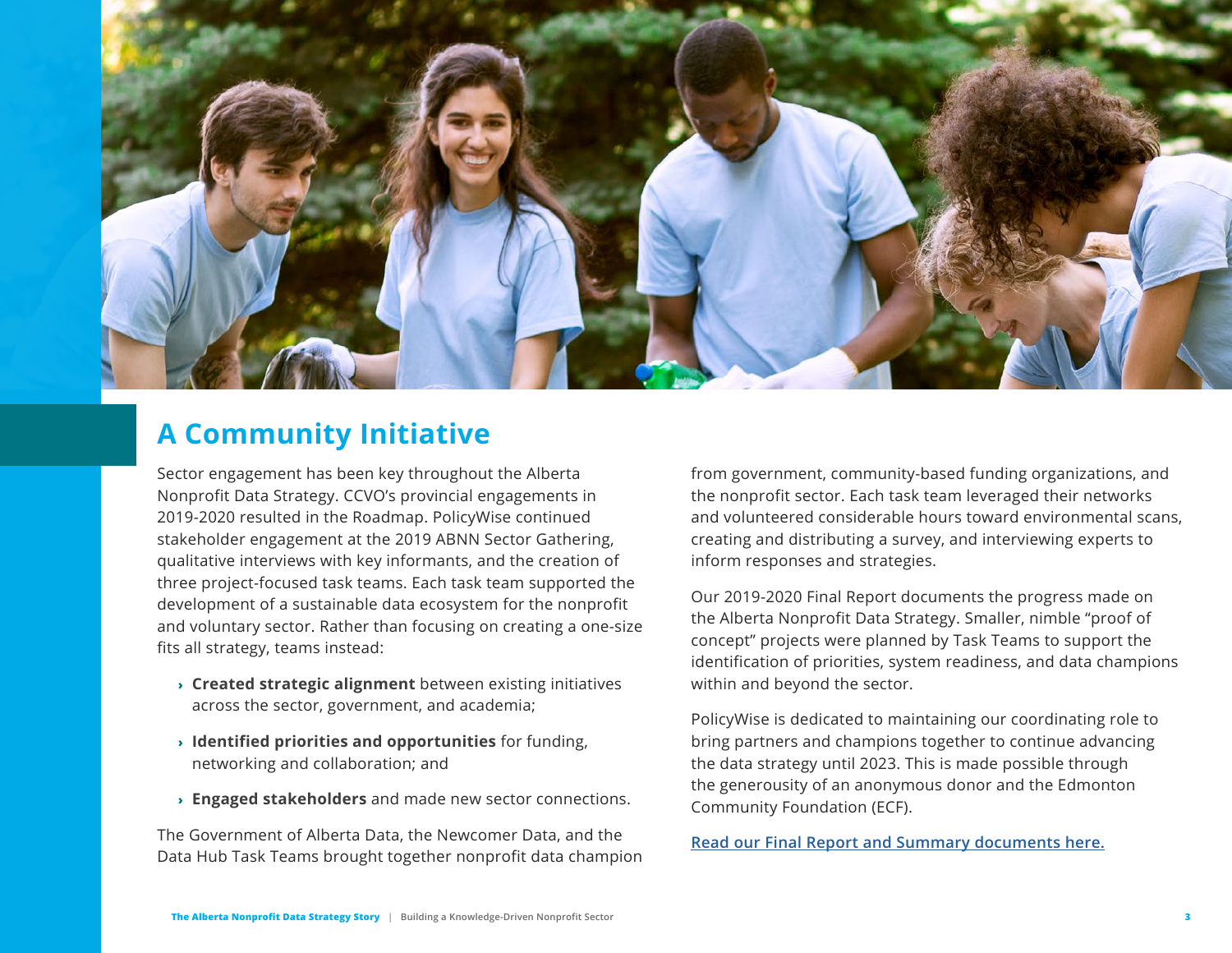## A Community Initiative

Sector engagement has been key throughout the Alberta Nonprofit Data Strategy. CCVO's provincial engagements in 2019-2020 resulted in the Roadmap. PolicyWise continued stakeholder engagement at the 2019 ABNN Sector Gathering, qualitative interviews with key informants, and the creation of three project-focused task teams. Each task team supported the development of a sustainable data ecosystem for the nonprofit and voluntary sector. Rather than focusing on creating a one-size fits all strategy, teams instead:

- **Created strategic alignment** between existing initiatives across the sector, government, and academia;
- **Identified priorities and opportunities** for funding, networking and collaboration; and
- **Engaged stakeholders** and made new sector connections.

The Government of Alberta Data, the Newcomer Data, and the Data Hub Task Teams brought together nonprofit data champion from government, community-based funding organizations, and the nonprofit sector. Each task team leveraged their networks and volunteered considerable hours toward environmental scans, creating and distributing a survey, and interviewing experts to inform responses and strategies.

Our 2019-2020 Final Report documents the progress made on the Alberta Nonprofit Data Strategy. Smaller, nimble "proof of concept" projects were planned by Task Teams to support the identification of priorities, system readiness, and data champions within and beyond the sector.

PolicyWise is dedicated to maintaining our coordinating role to bring partners and champions together to continue advancing the data strategy until 2023. This is made possible through the generousity of an anonymous donor and the Edmonton Community Foundation (ECF).

Read our Final Report and Summary documents here.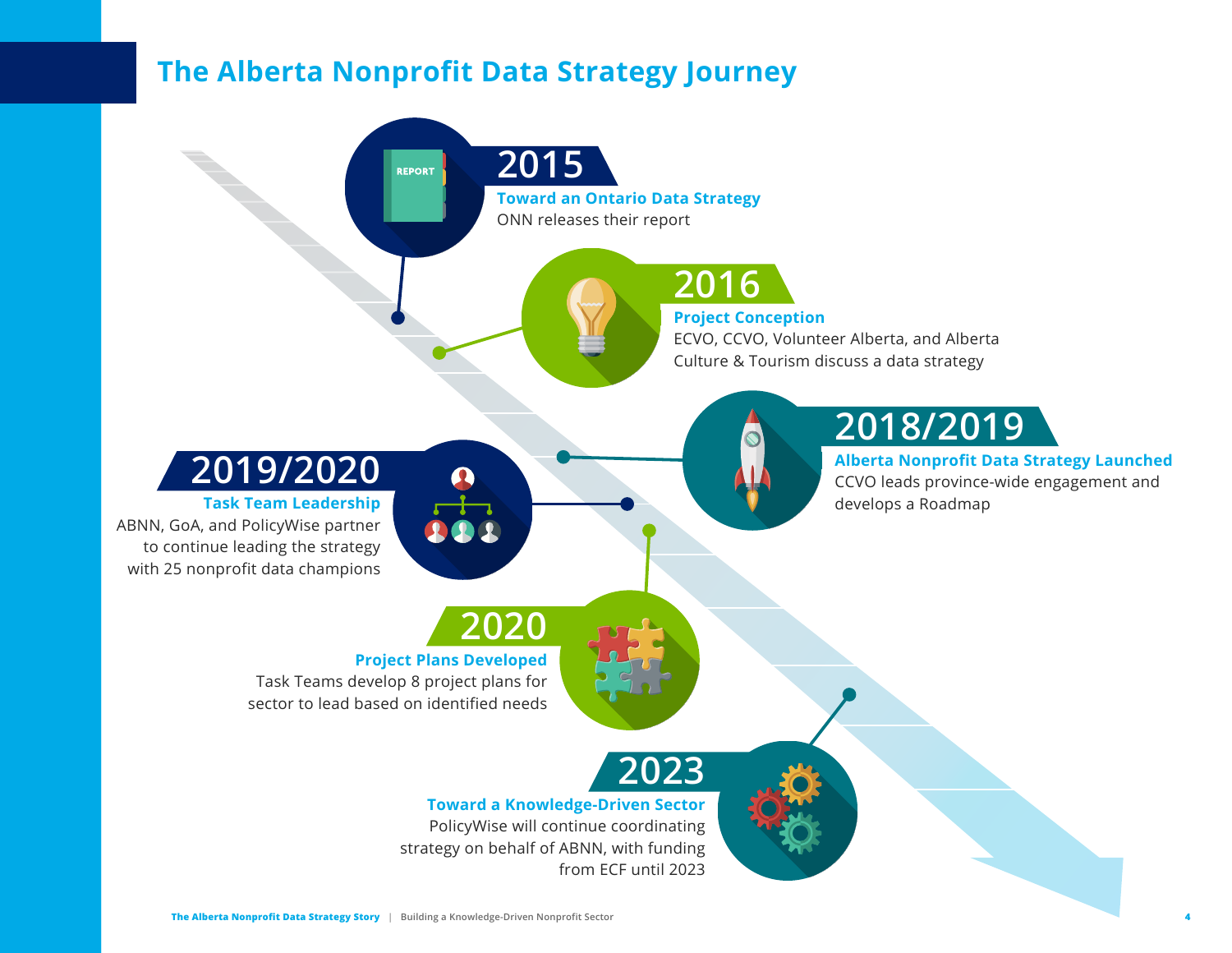# The Alberta Nonprofit Data Strategy Journey

## 2015

**Toward an Ontario Data Strategy**

ONN releases their report

## 2016

**Project Conception**

ECVO, CCVO, Volunteer Alberta, and Alberta Culture & Tourism discuss a data strategy

## 2018/2019

**Alberta Nonprofit Data Strategy Launched**

CCVO leads province-wide engagement and develops a Roadmap

## 2019/2020

**Task Team Leadership**

ABNN, GoA, and PolicyWise partner to continue leading the strategy with 25 nonprofit data champions

## 2020

**Project Plans Developed**

Task Teams develop 8 project plans for sector to lead based on identified needs

## 2023

**Toward a Knowledge-Driven Sector**

PolicyWise will continue coordinating strategy on behalf of ABNN, with funding from ECF until 2023